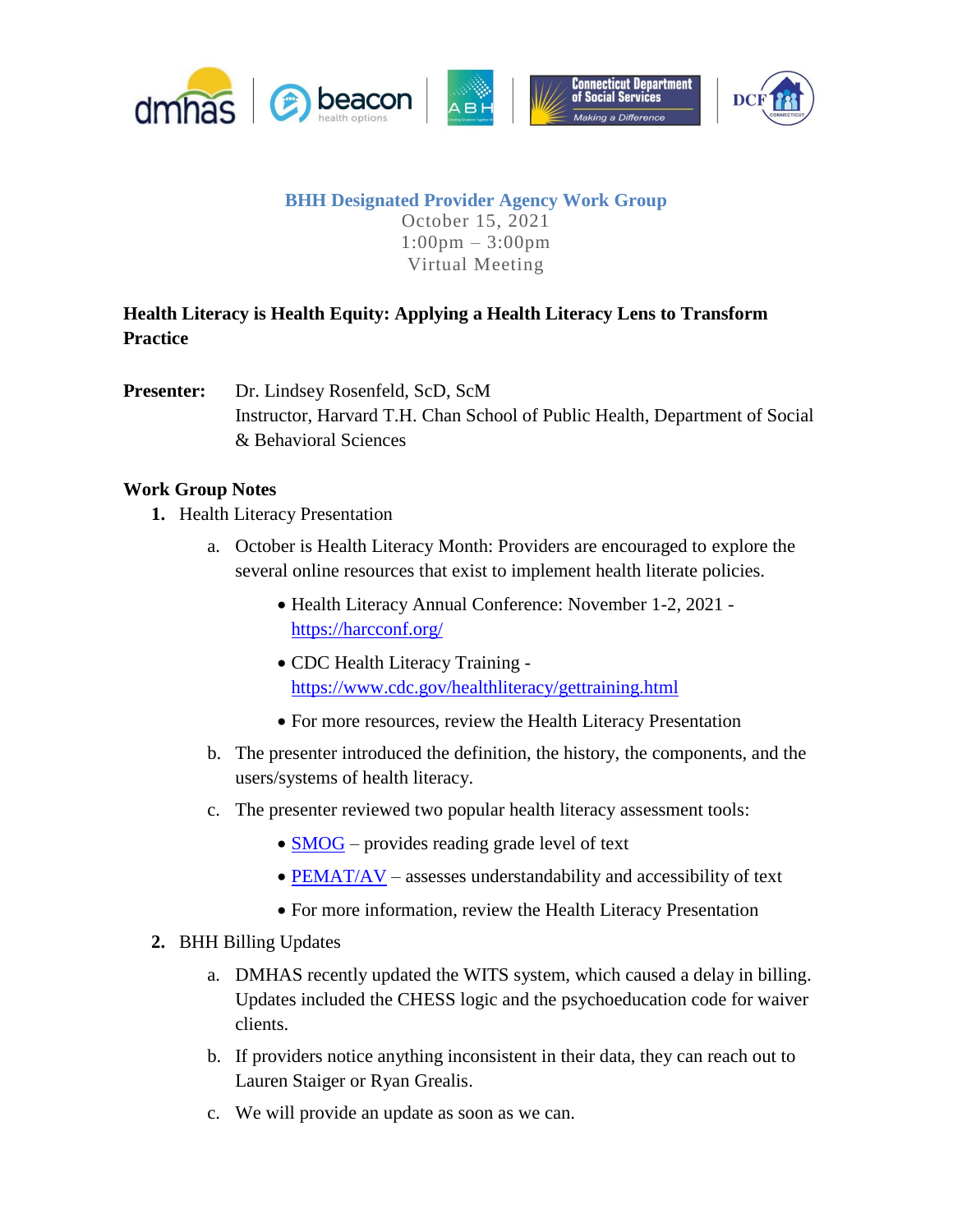**BHH Designated Provider Agency Work Group**

October 15, 2021
1:00pm – 3:00pm
Virtual Meeting

**Health Literacy is Health Equity: Applying a Health Literacy Lens to Transform Practice**

**Presenter:** Dr. Lindsey Rosenfeld, ScD, ScM
Instructor, Harvard T.H. Chan School of Public Health, Department of Social & Behavioral Sciences

**Work Group Notes**

1. Health Literacy Presentation
   a. October is Health Literacy Month: Providers are encouraged to explore the several online resources that exist to implement health literate policies.
      - Health Literacy Annual Conference: November 1-2, 2021 - https://harcconf.org/
      - CDC Health Literacy Training - https://www.cdc.gov/healthliteracy/gettraining.html
      - For more resources, review the Health Literacy Presentation

   b. The presenter introduced the definition, the history, the components, and the users/systems of health literacy.
   c. The presenter reviewed two popular health literacy assessment tools:
      - SMOG – provides reading grade level of text
      - PEMAT/AV – assesses understandability and accessibility of text
      - For more information, review the Health Literacy Presentation

2. BHH Billing Updates
   a. DMHAS recently updated the WITS system, which caused a delay in billing. Updates included the CHESS logic and the psychoeducation code for waiver clients.
   b. If providers notice anything inconsistent in their data, they can reach out to Lauren Staiger or Ryan Grealis.
   c. We will provide an update as soon as we can.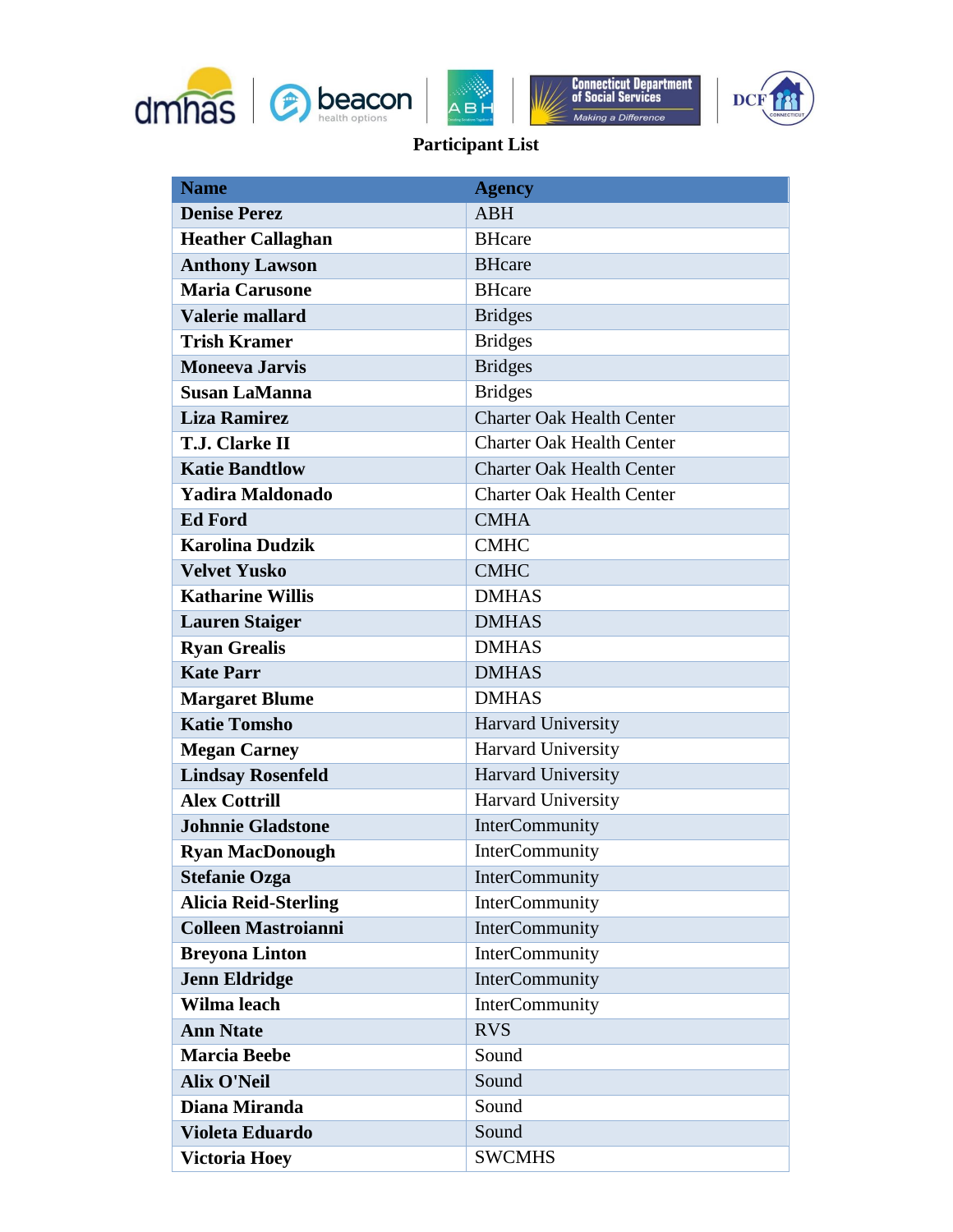**Participant List**

| Name | Agency |
|---|---|
| Denise Perez | ABH |
| Heather Callaghan | BHcare |
| Anthony Lawson | BHcare |
| Maria Carusone | BHcare |
| Valerie mallard | Bridges |
| Trish Kramer | Bridges |
| Moneeva Jarvis | Bridges |
| Susan LaManna | Bridges |
| Liza Ramirez | Charter Oak Health Center |
| T.J. Clarke II | Charter Oak Health Center |
| Katie Bandtlow | Charter Oak Health Center |
| Yadira Maldonado | Charter Oak Health Center |
| Ed Ford | CMHA |
| Karolina Dudzik | CMHC |
| Velvet Yusko | CMHC |
| Katharine Willis | DMHAS |
| Lauren Staiger | DMHAS |
| Ryan Grealis | DMHAS |
| Kate Parr | DMHAS |
| Margaret Blume | DMHAS |
| Katie Tomsho | Harvard University |
| Megan Carney | Harvard University |
| Lindsay Rosenfeld | Harvard University |
| Alex Cottrill | Harvard University |
| Johnnie Gladstone | InterCommunity |
| Ryan MacDonough | InterCommunity |
| Stefanie Ozga | InterCommunity |
| Alicia Reid-Sterling | InterCommunity |
| Colleen Mastroianni | InterCommunity |
| Breyona Linton | InterCommunity |
| Jenn Eldridge | InterCommunity |
| Wilma leach | InterCommunity |
| Ann Ntate | RVS |
| Marcia Beebe | Sound |
| Alix O'Neil | Sound |
| Diana Miranda | Sound |
| Violeta Eduardo | Sound |
| Victoria Hoey | SWCMHS |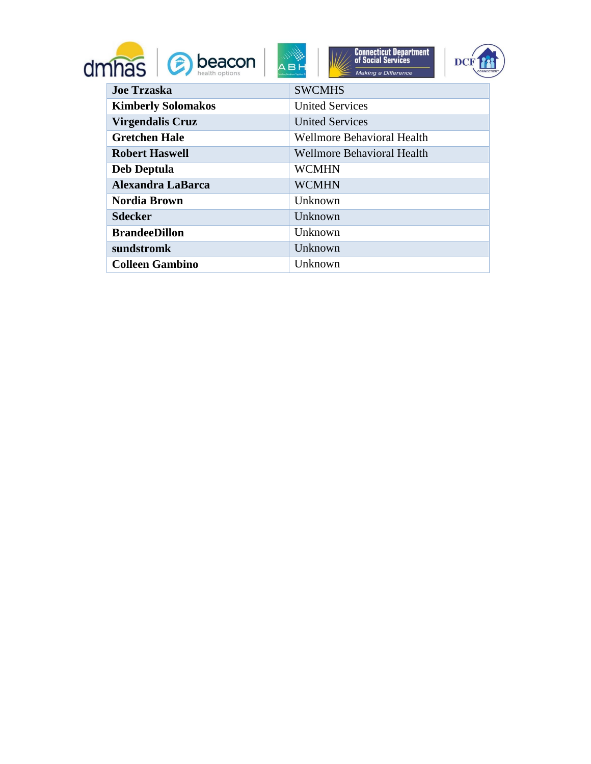| | |
|---|---|
| **Joe Trzaska** | SWCMHS |
| **Kimberly Solomakos** | United Services |
| **Virgendalis Cruz** | United Services |
| **Gretchen Hale** | Wellmore Behavioral Health |
| **Robert Haswell** | Wellmore Behavioral Health |
| **Deb Deptula** | WCMHN |
| **Alexandra LaBarca** | WCMHN |
| **Nordia Brown** | Unknown |
| **Sdecker** | Unknown |
| **BrandeeDillon** | Unknown |
| **sundstromk** | Unknown |
| **Colleen Gambino** | Unknown |